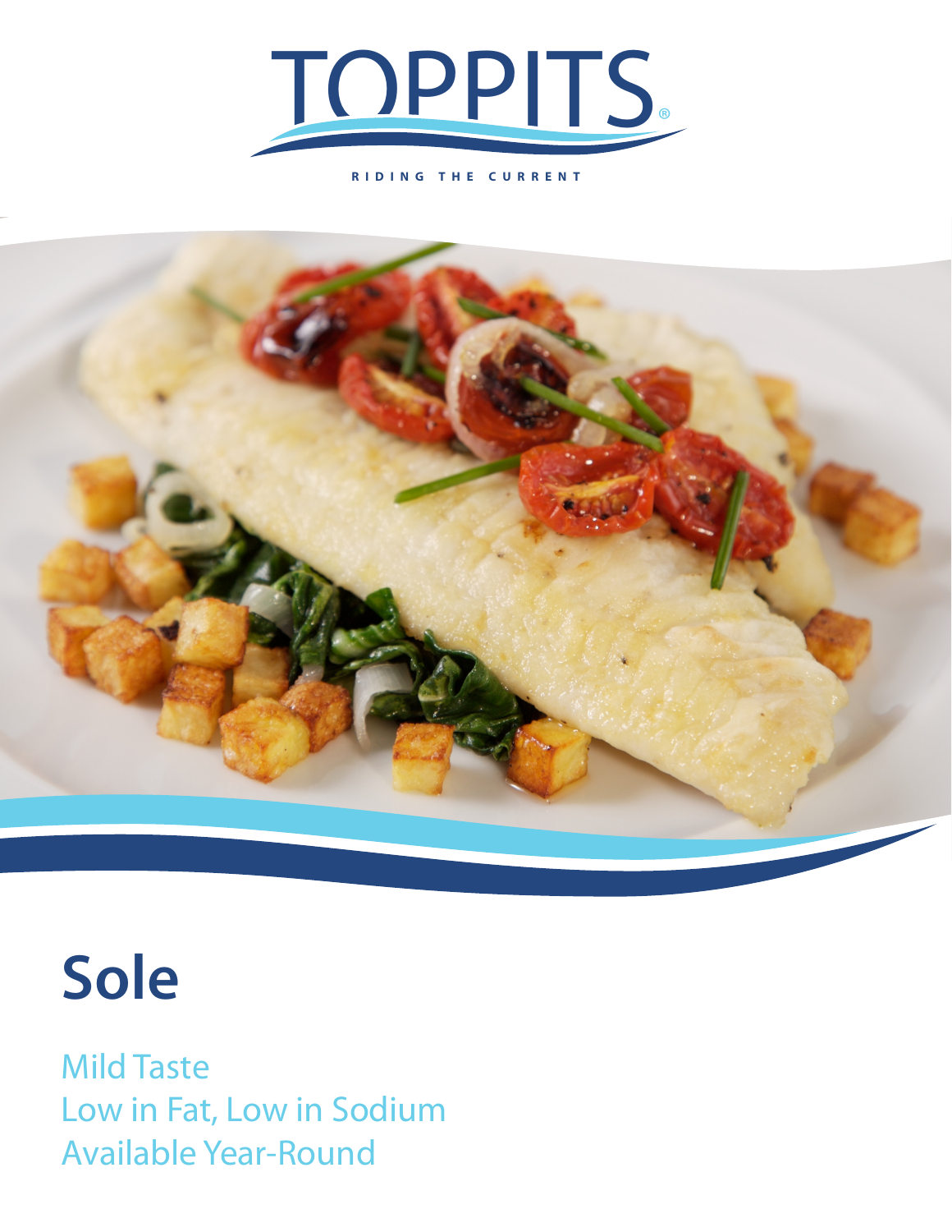TOPPITS®

RIDING THE CURRENT

# Sole

Mild Taste
Low in Fat, Low in Sodium
Available Year-Round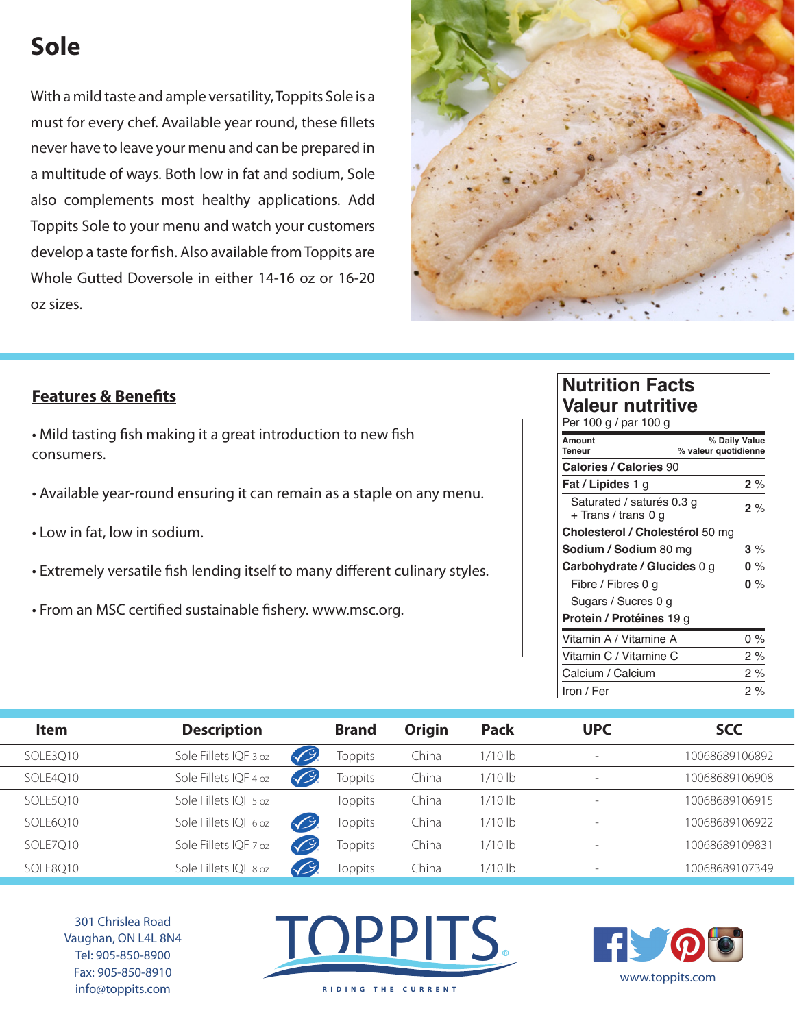# Sole

With a mild taste and ample versatility, Toppits Sole is a must for every chef. Available year round, these fillets never have to leave your menu and can be prepared in a multitude of ways. Both low in fat and sodium, Sole also complements most healthy applications. Add Toppits Sole to your menu and watch your customers develop a taste for fish. Also available from Toppits are Whole Gutted Doversole in either 14-16 oz or 16-20 oz sizes.

## Features & Benefits

- Mild tasting fish making it a great introduction to new fish consumers.
- Available year-round ensuring it can remain as a staple on any menu.
- Low in fat, low in sodium.
- Extremely versatile fish lending itself to many different culinary styles.
- From an MSC certified sustainable fishery. www.msc.org.

**Nutrition Facts**
**Valeur nutritive**
Per 100 g / par 100 g

| Amount / Teneur | % Daily Value / % valeur quotidienne |
|---|---|
| **Calories / Calories** 90 | |
| **Fat / Lipides** 1 g | **2 %** |
| Saturated / saturés 0.3 g + Trans / trans 0 g | **2 %** |
| **Cholesterol / Cholestérol** 50 mg | |
| **Sodium / Sodium** 80 mg | **3 %** |
| **Carbohydrate / Glucides** 0 g | **0 %** |
| Fibre / Fibres 0 g | **0 %** |
| Sugars / Sucres 0 g | |
| **Protein / Protéines** 19 g | |
| Vitamin A / Vitamine A | 0 % |
| Vitamin C / Vitamine C | 2 % |
| Calcium / Calcium | 2 % |
| Iron / Fer | 2 % |

| Item | Description | Brand | Origin | Pack | UPC | SCC |
|---|---|---|---|---|---|---|
| SOLE3Q10 | Sole Fillets IQF 3 oz | Toppits | China | 1/10 lb | - | 10068689106892 |
| SOLE4Q10 | Sole Fillets IQF 4 oz | Toppits | China | 1/10 lb | - | 10068689106908 |
| SOLE5Q10 | Sole Fillets IQF 5 oz | Toppits | China | 1/10 lb | - | 10068689106915 |
| SOLE6Q10 | Sole Fillets IQF 6 oz | Toppits | China | 1/10 lb | - | 10068689106922 |
| SOLE7Q10 | Sole Fillets IQF 7 oz | Toppits | China | 1/10 lb | - | 10068689109831 |
| SOLE8Q10 | Sole Fillets IQF 8 oz | Toppits | China | 1/10 lb | - | 10068689107349 |

301 Chrislea Road
Vaughan, ON L4L 8N4
Tel: 905-850-8900
Fax: 905-850-8910
info@toppits.com

TOPPITS®
RIDING THE CURRENT

www.toppits.com